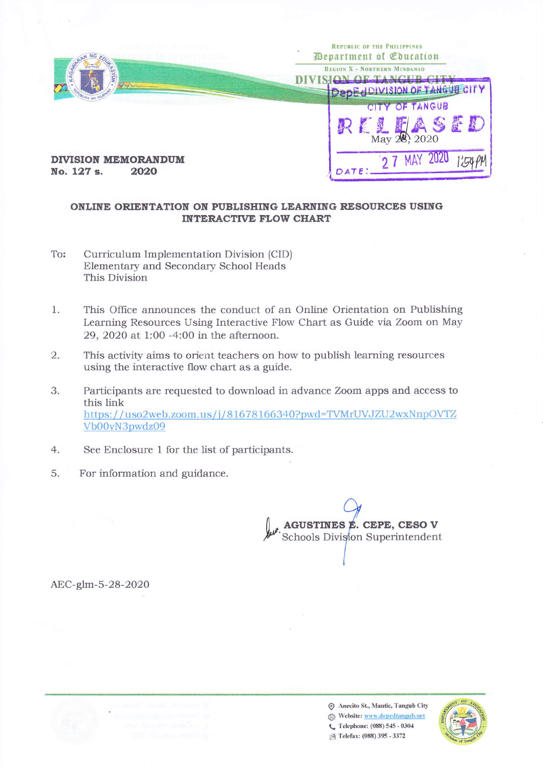Republic of the Philippines
Department of Education
Region X - Northern Mindanao
DIVISION OF TANGUB CITY

DepEd DIVISION OF TANGUB CITY
CITY OF TANGUB
RELEASED
May 28, 2020
DATE: 27 MAY 2020 1:54PM

**DIVISION MEMORANDUM**
**No. 127 s. 2020**

## ONLINE ORIENTATION ON PUBLISHING LEARNING RESOURCES USING INTERACTIVE FLOW CHART

To: Curriculum Implementation Division (CID)
Elementary and Secondary School Heads
This Division

1. This Office announces the conduct of an Online Orientation on Publishing Learning Resources Using Interactive Flow Chart as Guide via Zoom on May 29, 2020 at 1:00 -4:00 in the afternoon.

2. This activity aims to orient teachers on how to publish learning resources using the interactive flow chart as a guide.

3. Participants are requested to download in advance Zoom apps and access to this link https://uso2web.zoom.us/j/81678166340?pwd=TVMrUVJZU2wxNnpOVTZVb00vN3pwdz09

4. See Enclosure 1 for the list of participants.

5. For information and guidance.

**AGUSTINES E. CEPE, CESO V**
Schools Division Superintendent

AEC-glm-5-28-2020

Anecito St., Mantic, Tangub City
Website: www.depedtangub.net
Telephone: (088) 545 - 0304
Telefax: (088) 395 - 3372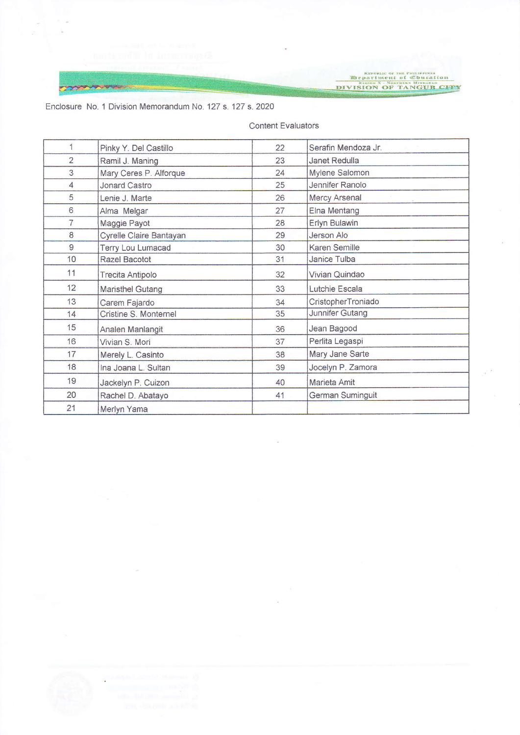Enclosure No. 1 Division Memorandum No. 127 s. 127 s. 2020

Content Evaluators

| | | | |
|---|---|---|---|
| 1 | Pinky Y. Del Castillo | 22 | Serafin Mendoza Jr. |
| 2 | Ramil J. Maning | 23 | Janet Redulla |
| 3 | Mary Ceres P. Alforque | 24 | Mylene Salomon |
| 4 | Jonard Castro | 25 | Jennifer Ranolo |
| 5 | Lenie J. Marte | 26 | Mercy Arsenal |
| 6 | Alma Melgar | 27 | Elna Mentang |
| 7 | Maggie Payot | 28 | Erlyn Bulawin |
| 8 | Cyrelle Claire Bantayan | 29 | Jerson Alo |
| 9 | Terry Lou Lumacad | 30 | Karen Semille |
| 10 | Razel Bacotot | 31 | Janice Tulba |
| 11 | Trecita Antipolo | 32 | Vivian Quindao |
| 12 | Maristhel Gutang | 33 | Lutchie Escala |
| 13 | Carem Fajardo | 34 | CristopherTroniado |
| 14 | Cristine S. Monternel | 35 | Junnifer Gutang |
| 15 | Analen Manlangit | 36 | Jean Bagood |
| 16 | Vivian S. Mori | 37 | Perlita Legaspi |
| 17 | Merely L. Casinto | 38 | Mary Jane Sarte |
| 18 | Ina Joana L. Sultan | 39 | Jocelyn P. Zamora |
| 19 | Jackelyn P. Cuizon | 40 | Marieta Amit |
| 20 | Rachel D. Abatayo | 41 | German Suminguit |
| 21 | Merlyn Yama | | |